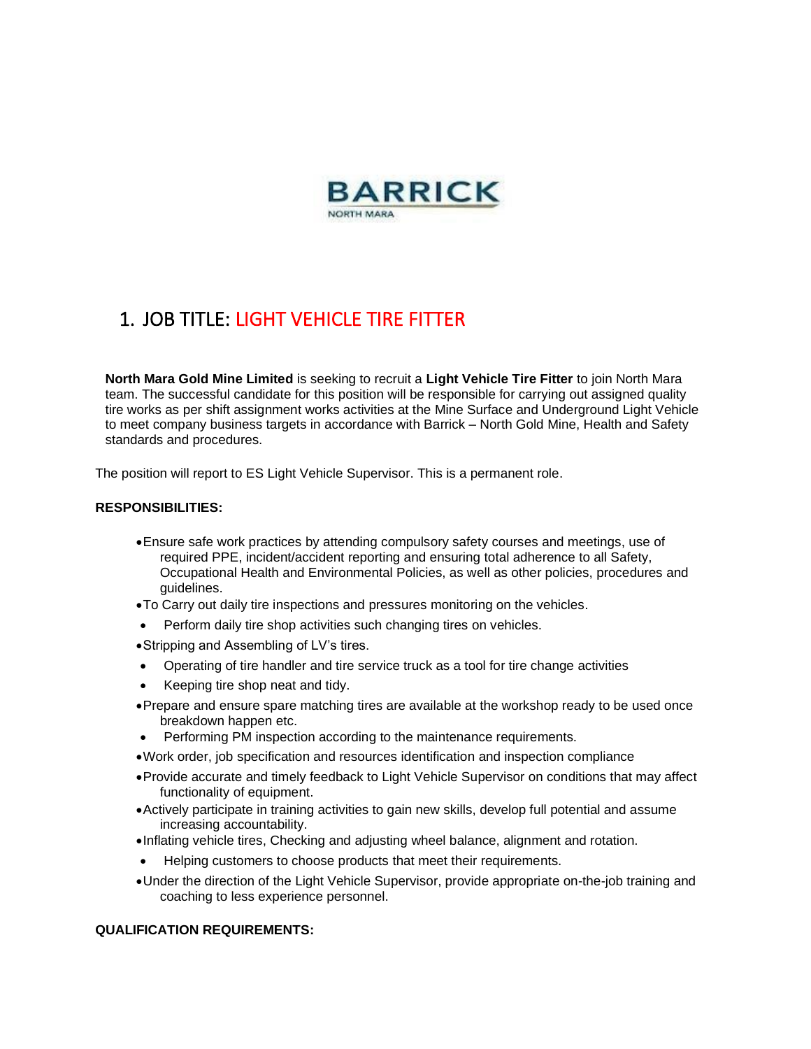BARRICK
NORTH MARA

# 1. JOB TITLE: LIGHT VEHICLE TIRE FITTER

**North Mara Gold Mine Limited** is seeking to recruit a **Light Vehicle Tire Fitter** to join North Mara team. The successful candidate for this position will be responsible for carrying out assigned quality tire works as per shift assignment works activities at the Mine Surface and Underground Light Vehicle to meet company business targets in accordance with Barrick – North Gold Mine, Health and Safety standards and procedures.

The position will report to ES Light Vehicle Supervisor. This is a permanent role.

**RESPONSIBILITIES:**

- Ensure safe work practices by attending compulsory safety courses and meetings, use of required PPE, incident/accident reporting and ensuring total adherence to all Safety, Occupational Health and Environmental Policies, as well as other policies, procedures and guidelines.
- To Carry out daily tire inspections and pressures monitoring on the vehicles.
- Perform daily tire shop activities such changing tires on vehicles.
- Stripping and Assembling of LV's tires.
- Operating of tire handler and tire service truck as a tool for tire change activities
- Keeping tire shop neat and tidy.
- Prepare and ensure spare matching tires are available at the workshop ready to be used once breakdown happen etc.
- Performing PM inspection according to the maintenance requirements.
- Work order, job specification and resources identification and inspection compliance
- Provide accurate and timely feedback to Light Vehicle Supervisor on conditions that may affect functionality of equipment.
- Actively participate in training activities to gain new skills, develop full potential and assume increasing accountability.
- Inflating vehicle tires, Checking and adjusting wheel balance, alignment and rotation.
- Helping customers to choose products that meet their requirements.
- Under the direction of the Light Vehicle Supervisor, provide appropriate on-the-job training and coaching to less experience personnel.

**QUALIFICATION REQUIREMENTS:**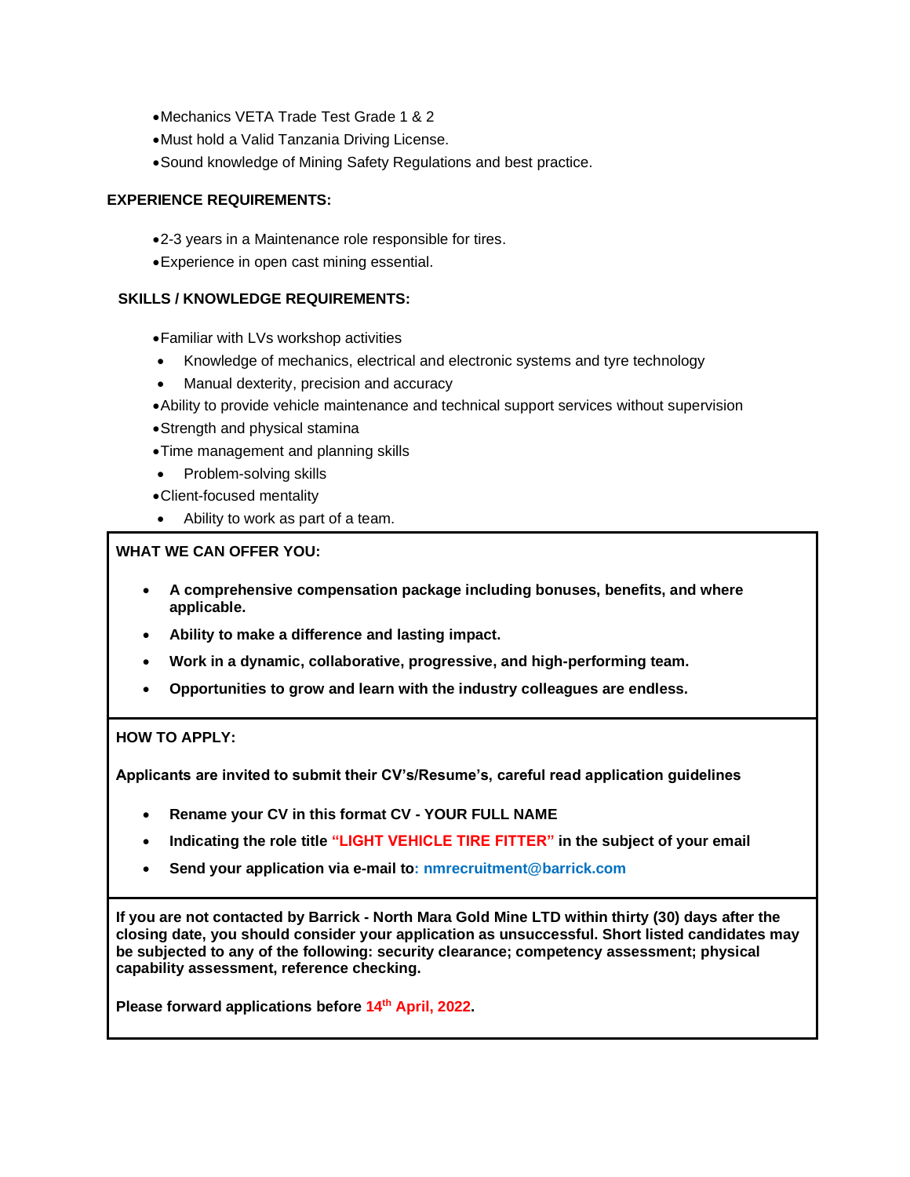- Mechanics VETA Trade Test Grade 1 & 2
- Must hold a Valid Tanzania Driving License.
- Sound knowledge of Mining Safety Regulations and best practice.

**EXPERIENCE REQUIREMENTS:**

- 2-3 years in a Maintenance role responsible for tires.
- Experience in open cast mining essential.

**SKILLS / KNOWLEDGE REQUIREMENTS:**

- Familiar with LVs workshop activities
- Knowledge of mechanics, electrical and electronic systems and tyre technology
- Manual dexterity, precision and accuracy
- Ability to provide vehicle maintenance and technical support services without supervision
- Strength and physical stamina
- Time management and planning skills
- Problem-solving skills
- Client-focused mentality
- Ability to work as part of a team.

**WHAT WE CAN OFFER YOU:**

- **A comprehensive compensation package including bonuses, benefits, and where applicable.**
- **Ability to make a difference and lasting impact.**
- **Work in a dynamic, collaborative, progressive, and high-performing team.**
- **Opportunities to grow and learn with the industry colleagues are endless.**

**HOW TO APPLY:**

**Applicants are invited to submit their CV's/Resume's, careful read application guidelines**

- **Rename your CV in this format CV - YOUR FULL NAME**
- **Indicating the role title "LIGHT VEHICLE TIRE FITTER" in the subject of your email**
- **Send your application via e-mail to: nmrecruitment@barrick.com**

**If you are not contacted by Barrick - North Mara Gold Mine LTD within thirty (30) days after the closing date, you should consider your application as unsuccessful. Short listed candidates may be subjected to any of the following: security clearance; competency assessment; physical capability assessment, reference checking.**

**Please forward applications before 14th April, 2022.**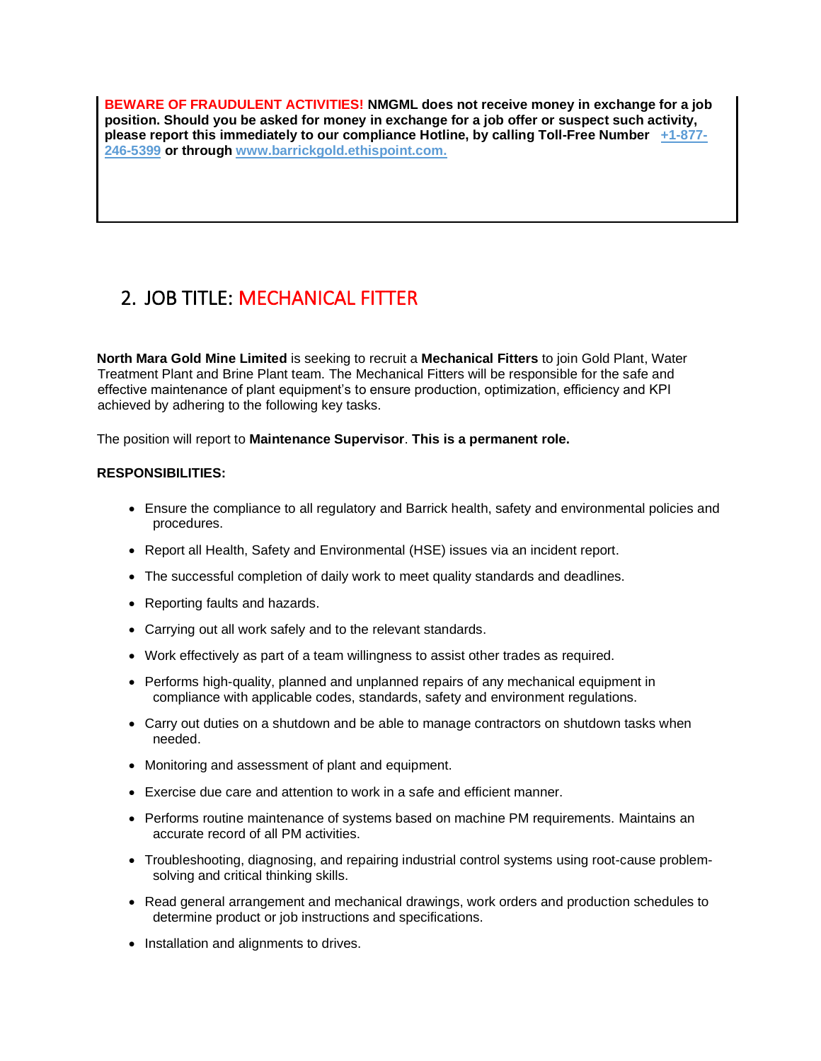**BEWARE OF FRAUDULENT ACTIVITIES!** **NMGML does not receive money in exchange for a job position. Should you be asked for money in exchange for a job offer or suspect such activity, please report this immediately to our compliance Hotline, by calling Toll-Free Number [+1-877-246-5399](tel:+18772465399) or through [www.barrickgold.ethispoint.com.](http://www.barrickgold.ethispoint.com)**

## 2. JOB TITLE: MECHANICAL FITTER

**North Mara Gold Mine Limited** is seeking to recruit a **Mechanical Fitters** to join Gold Plant, Water Treatment Plant and Brine Plant team. The Mechanical Fitters will be responsible for the safe and effective maintenance of plant equipment's to ensure production, optimization, efficiency and KPI achieved by adhering to the following key tasks.

The position will report to **Maintenance Supervisor**. **This is a permanent role.**

**RESPONSIBILITIES:**

- Ensure the compliance to all regulatory and Barrick health, safety and environmental policies and procedures.
- Report all Health, Safety and Environmental (HSE) issues via an incident report.
- The successful completion of daily work to meet quality standards and deadlines.
- Reporting faults and hazards.
- Carrying out all work safely and to the relevant standards.
- Work effectively as part of a team willingness to assist other trades as required.
- Performs high-quality, planned and unplanned repairs of any mechanical equipment in compliance with applicable codes, standards, safety and environment regulations.
- Carry out duties on a shutdown and be able to manage contractors on shutdown tasks when needed.
- Monitoring and assessment of plant and equipment.
- Exercise due care and attention to work in a safe and efficient manner.
- Performs routine maintenance of systems based on machine PM requirements. Maintains an accurate record of all PM activities.
- Troubleshooting, diagnosing, and repairing industrial control systems using root-cause problem-solving and critical thinking skills.
- Read general arrangement and mechanical drawings, work orders and production schedules to determine product or job instructions and specifications.
- Installation and alignments to drives.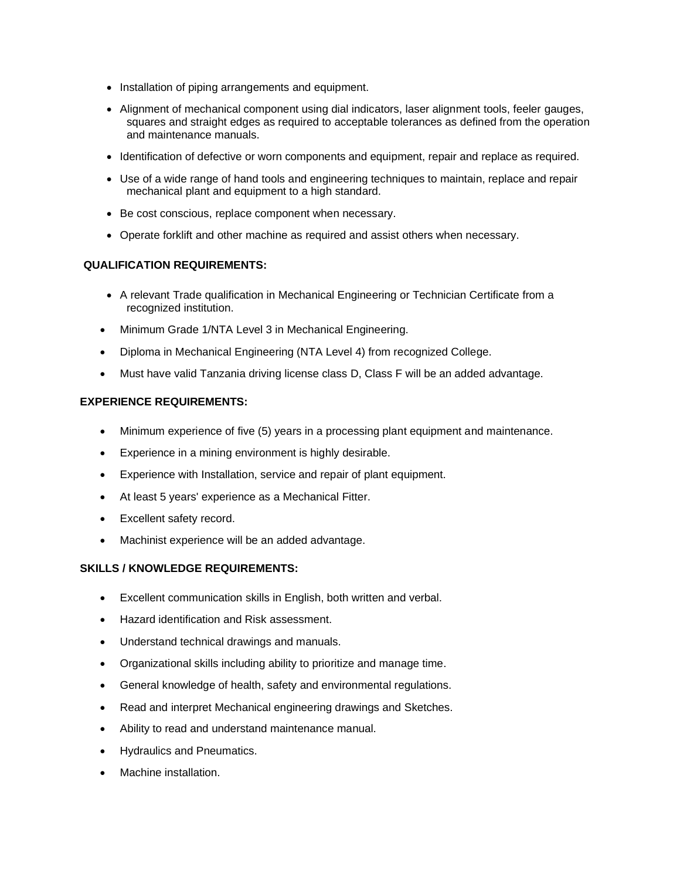- Installation of piping arrangements and equipment.
- Alignment of mechanical component using dial indicators, laser alignment tools, feeler gauges, squares and straight edges as required to acceptable tolerances as defined from the operation and maintenance manuals.
- Identification of defective or worn components and equipment, repair and replace as required.
- Use of a wide range of hand tools and engineering techniques to maintain, replace and repair mechanical plant and equipment to a high standard.
- Be cost conscious, replace component when necessary.
- Operate forklift and other machine as required and assist others when necessary.

**QUALIFICATION REQUIREMENTS:**

- A relevant Trade qualification in Mechanical Engineering or Technician Certificate from a recognized institution.
- Minimum Grade 1/NTA Level 3 in Mechanical Engineering.
- Diploma in Mechanical Engineering (NTA Level 4) from recognized College.
- Must have valid Tanzania driving license class D, Class F will be an added advantage.

**EXPERIENCE REQUIREMENTS:**

- Minimum experience of five (5) years in a processing plant equipment and maintenance.
- Experience in a mining environment is highly desirable.
- Experience with Installation, service and repair of plant equipment.
- At least 5 years' experience as a Mechanical Fitter.
- Excellent safety record.
- Machinist experience will be an added advantage.

**SKILLS / KNOWLEDGE REQUIREMENTS:**

- Excellent communication skills in English, both written and verbal.
- Hazard identification and Risk assessment.
- Understand technical drawings and manuals.
- Organizational skills including ability to prioritize and manage time.
- General knowledge of health, safety and environmental regulations.
- Read and interpret Mechanical engineering drawings and Sketches.
- Ability to read and understand maintenance manual.
- Hydraulics and Pneumatics.
- Machine installation.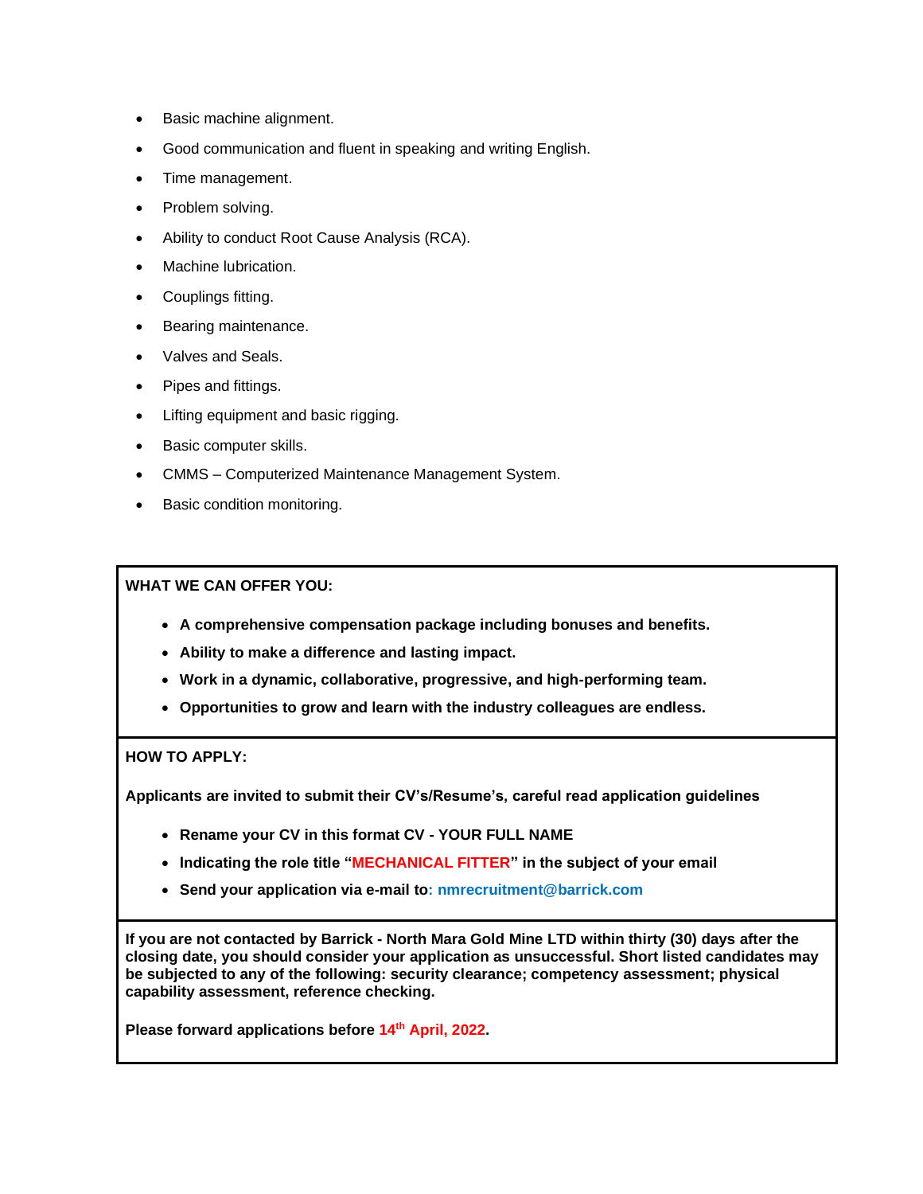- Basic machine alignment.
- Good communication and fluent in speaking and writing English.
- Time management.
- Problem solving.
- Ability to conduct Root Cause Analysis (RCA).
- Machine lubrication.
- Couplings fitting.
- Bearing maintenance.
- Valves and Seals.
- Pipes and fittings.
- Lifting equipment and basic rigging.
- Basic computer skills.
- CMMS – Computerized Maintenance Management System.
- Basic condition monitoring.

**WHAT WE CAN OFFER YOU:**

- **A comprehensive compensation package including bonuses and benefits.**
- **Ability to make a difference and lasting impact.**
- **Work in a dynamic, collaborative, progressive, and high-performing team.**
- **Opportunities to grow and learn with the industry colleagues are endless.**

**HOW TO APPLY:**

**Applicants are invited to submit their CV's/Resume's, careful read application guidelines**

- **Rename your CV in this format CV - YOUR FULL NAME**
- **Indicating the role title "MECHANICAL FITTER" in the subject of your email**
- **Send your application via e-mail to: nmrecruitment@barrick.com**

**If you are not contacted by Barrick - North Mara Gold Mine LTD within thirty (30) days after the closing date, you should consider your application as unsuccessful. Short listed candidates may be subjected to any of the following: security clearance; competency assessment; physical capability assessment, reference checking.**

**Please forward applications before 14th April, 2022.**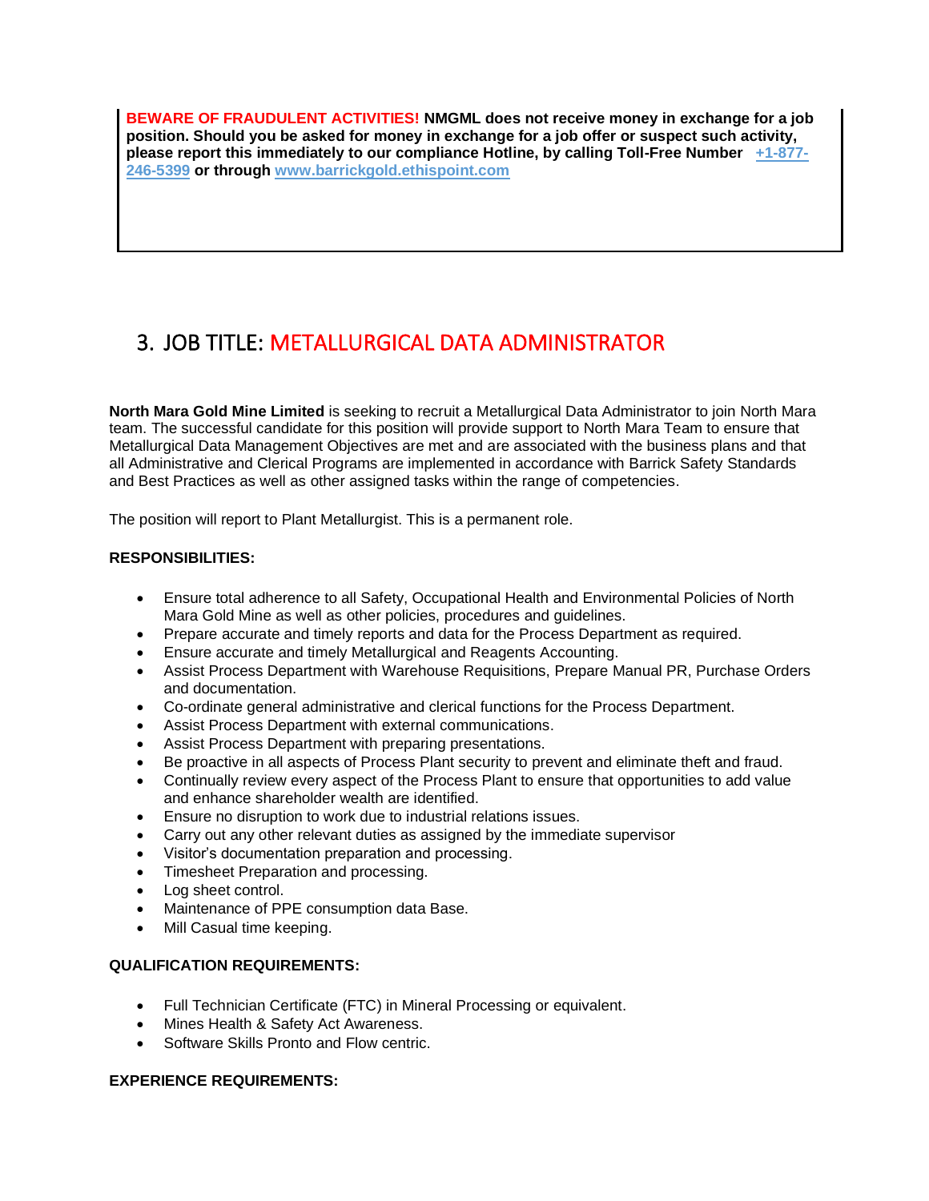**BEWARE OF FRAUDULENT ACTIVITIES! NMGML does not receive money in exchange for a job position. Should you be asked for money in exchange for a job offer or suspect such activity, please report this immediately to our compliance Hotline, by calling Toll-Free Number [+1-877-246-5399](tel:+1-877-246-5399) or through [www.barrickgold.ethispoint.com](http://www.barrickgold.ethispoint.com)**

## 3. JOB TITLE: METALLURGICAL DATA ADMINISTRATOR

**North Mara Gold Mine Limited** is seeking to recruit a Metallurgical Data Administrator to join North Mara team. The successful candidate for this position will provide support to North Mara Team to ensure that Metallurgical Data Management Objectives are met and are associated with the business plans and that all Administrative and Clerical Programs are implemented in accordance with Barrick Safety Standards and Best Practices as well as other assigned tasks within the range of competencies.

The position will report to Plant Metallurgist. This is a permanent role.

**RESPONSIBILITIES:**

- Ensure total adherence to all Safety, Occupational Health and Environmental Policies of North Mara Gold Mine as well as other policies, procedures and guidelines.
- Prepare accurate and timely reports and data for the Process Department as required.
- Ensure accurate and timely Metallurgical and Reagents Accounting.
- Assist Process Department with Warehouse Requisitions, Prepare Manual PR, Purchase Orders and documentation.
- Co-ordinate general administrative and clerical functions for the Process Department.
- Assist Process Department with external communications.
- Assist Process Department with preparing presentations.
- Be proactive in all aspects of Process Plant security to prevent and eliminate theft and fraud.
- Continually review every aspect of the Process Plant to ensure that opportunities to add value and enhance shareholder wealth are identified.
- Ensure no disruption to work due to industrial relations issues.
- Carry out any other relevant duties as assigned by the immediate supervisor
- Visitor's documentation preparation and processing.
- Timesheet Preparation and processing.
- Log sheet control.
- Maintenance of PPE consumption data Base.
- Mill Casual time keeping.

**QUALIFICATION REQUIREMENTS:**

- Full Technician Certificate (FTC) in Mineral Processing or equivalent.
- Mines Health & Safety Act Awareness.
- Software Skills Pronto and Flow centric.

**EXPERIENCE REQUIREMENTS:**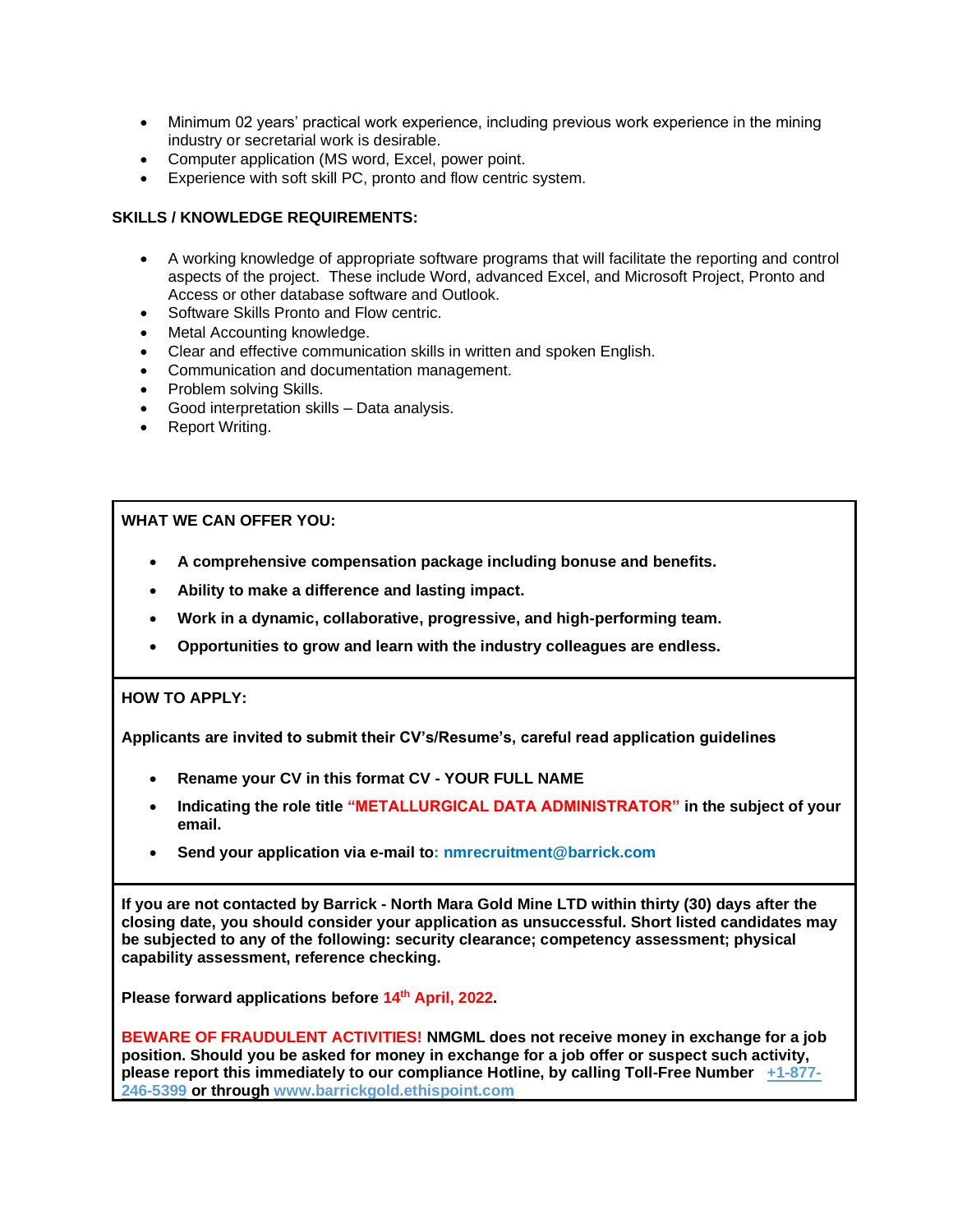- Minimum 02 years' practical work experience, including previous work experience in the mining industry or secretarial work is desirable.
- Computer application (MS word, Excel, power point.
- Experience with soft skill PC, pronto and flow centric system.

**SKILLS / KNOWLEDGE REQUIREMENTS:**

- A working knowledge of appropriate software programs that will facilitate the reporting and control aspects of the project. These include Word, advanced Excel, and Microsoft Project, Pronto and Access or other database software and Outlook.
- Software Skills Pronto and Flow centric.
- Metal Accounting knowledge.
- Clear and effective communication skills in written and spoken English.
- Communication and documentation management.
- Problem solving Skills.
- Good interpretation skills – Data analysis.
- Report Writing.

**WHAT WE CAN OFFER YOU:**

- **A comprehensive compensation package including bonuse and benefits.**
- **Ability to make a difference and lasting impact.**
- **Work in a dynamic, collaborative, progressive, and high-performing team.**
- **Opportunities to grow and learn with the industry colleagues are endless.**

**HOW TO APPLY:**

**Applicants are invited to submit their CV's/Resume's, careful read application guidelines**

- **Rename your CV in this format CV - YOUR FULL NAME**
- **Indicating the role title "METALLURGICAL DATA ADMINISTRATOR" in the subject of your email.**
- **Send your application via e-mail to: nmrecruitment@barrick.com**

**If you are not contacted by Barrick - North Mara Gold Mine LTD within thirty (30) days after the closing date, you should consider your application as unsuccessful. Short listed candidates may be subjected to any of the following: security clearance; competency assessment; physical capability assessment, reference checking.**

**Please forward applications before 14th April, 2022.**

**BEWARE OF FRAUDULENT ACTIVITIES! NMGML does not receive money in exchange for a job position. Should you be asked for money in exchange for a job offer or suspect such activity, please report this immediately to our compliance Hotline, by calling Toll-Free Number +1-877-246-5399 or through www.barrickgold.ethispoint.com**